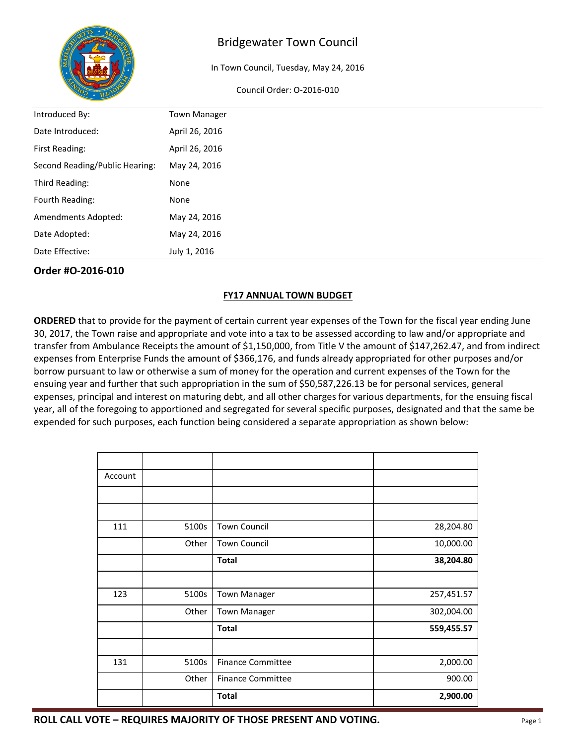# Bridgewater Town Council

In Town Council, Tuesday, May 24, 2016

Council Order: O-2016-010

| | |
|---|---|
| Introduced By: | Town Manager |
| Date Introduced: | April 26, 2016 |
| First Reading: | April 26, 2016 |
| Second Reading/Public Hearing: | May 24, 2016 |
| Third Reading: | None |
| Fourth Reading: | None |
| Amendments Adopted: | May 24, 2016 |
| Date Adopted: | May 24, 2016 |
| Date Effective: | July 1, 2016 |

## Order #O-2016-010

### FY17 ANNUAL TOWN BUDGET

**ORDERED** that to provide for the payment of certain current year expenses of the Town for the fiscal year ending June 30, 2017, the Town raise and appropriate and vote into a tax to be assessed according to law and/or appropriate and transfer from Ambulance Receipts the amount of $1,150,000, from Title V the amount of $147,262.47, and from indirect expenses from Enterprise Funds the amount of $366,176, and funds already appropriated for other purposes and/or borrow pursuant to law or otherwise a sum of money for the operation and current expenses of the Town for the ensuing year and further that such appropriation in the sum of $50,587,226.13 be for personal services, general expenses, principal and interest on maturing debt, and all other charges for various departments, for the ensuing fiscal year, all of the foregoing to apportioned and segregated for several specific purposes, designated and that the same be expended for such purposes, each function being considered a separate appropriation as shown below:

| | | | |
|---|---|---|---|
| Account | | | |
| | | | |
| | | | |
| 111 | 5100s | Town Council | 28,204.80 |
| | Other | Town Council | 10,000.00 |
| | | **Total** | **38,204.80** |
| | | | |
| 123 | 5100s | Town Manager | 257,451.57 |
| | Other | Town Manager | 302,004.00 |
| | | **Total** | **559,455.57** |
| | | | |
| 131 | 5100s | Finance Committee | 2,000.00 |
| | Other | Finance Committee | 900.00 |
| | | **Total** | **2,900.00** |

**ROLL CALL VOTE – REQUIRES MAJORITY OF THOSE PRESENT AND VOTING.**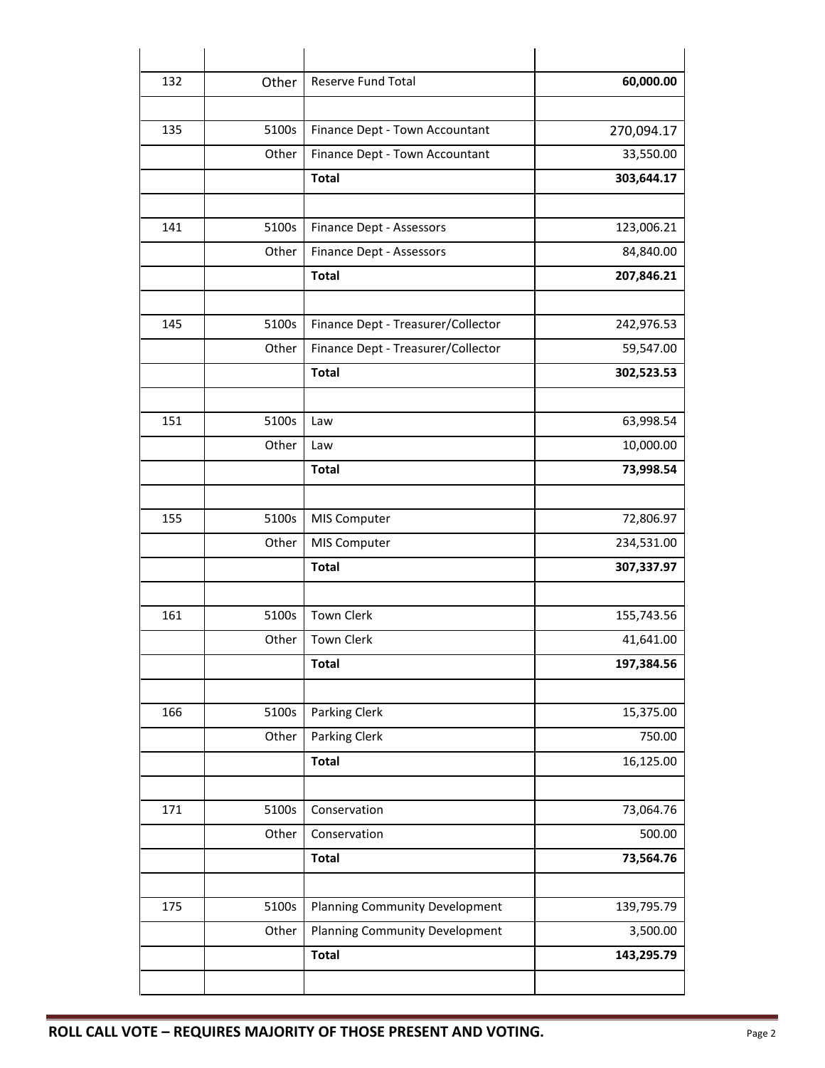| | | | |
|---|---|---|---|
| 132 | Other | Reserve Fund Total | **60,000.00** |
| | | | |
| 135 | 5100s | Finance Dept - Town Accountant | 270,094.17 |
| | Other | Finance Dept - Town Accountant | 33,550.00 |
| | | **Total** | **303,644.17** |
| | | | |
| 141 | 5100s | Finance Dept - Assessors | 123,006.21 |
| | Other | Finance Dept - Assessors | 84,840.00 |
| | | **Total** | **207,846.21** |
| | | | |
| 145 | 5100s | Finance Dept - Treasurer/Collector | 242,976.53 |
| | Other | Finance Dept - Treasurer/Collector | 59,547.00 |
| | | **Total** | **302,523.53** |
| | | | |
| 151 | 5100s | Law | 63,998.54 |
| | Other | Law | 10,000.00 |
| | | **Total** | **73,998.54** |
| | | | |
| 155 | 5100s | MIS Computer | 72,806.97 |
| | Other | MIS Computer | 234,531.00 |
| | | **Total** | **307,337.97** |
| | | | |
| 161 | 5100s | Town Clerk | 155,743.56 |
| | Other | Town Clerk | 41,641.00 |
| | | **Total** | **197,384.56** |
| | | | |
| 166 | 5100s | Parking Clerk | 15,375.00 |
| | Other | Parking Clerk | 750.00 |
| | | **Total** | 16,125.00 |
| | | | |
| 171 | 5100s | Conservation | 73,064.76 |
| | Other | Conservation | 500.00 |
| | | **Total** | **73,564.76** |
| | | | |
| 175 | 5100s | Planning Community Development | 139,795.79 |
| | Other | Planning Community Development | 3,500.00 |
| | | **Total** | **143,295.79** |
| | | | |

**ROLL CALL VOTE – REQUIRES MAJORITY OF THOSE PRESENT AND VOTING.**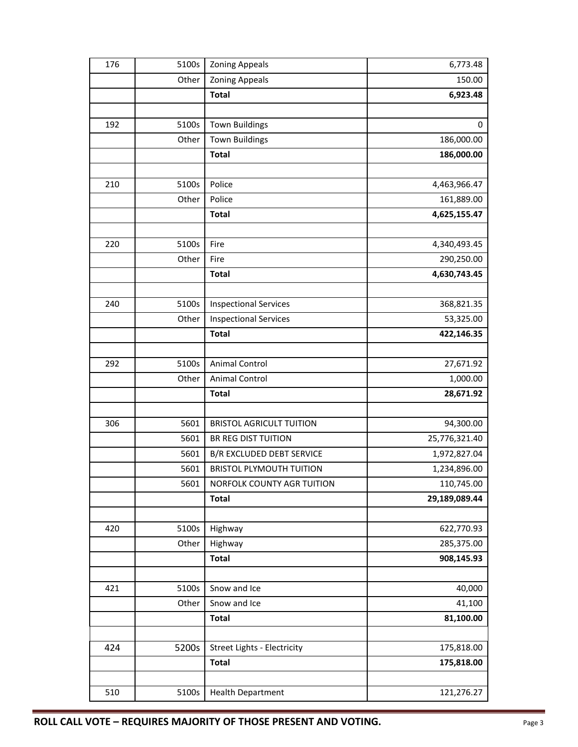| | | | |
|---|---|---|---|
| 176 | 5100s | Zoning Appeals | 6,773.48 |
| | Other | Zoning Appeals | 150.00 |
| | | **Total** | **6,923.48** |
| | | | |
| 192 | 5100s | Town Buildings | 0 |
| | Other | Town Buildings | 186,000.00 |
| | | **Total** | **186,000.00** |
| | | | |
| 210 | 5100s | Police | 4,463,966.47 |
| | Other | Police | 161,889.00 |
| | | **Total** | **4,625,155.47** |
| | | | |
| 220 | 5100s | Fire | 4,340,493.45 |
| | Other | Fire | 290,250.00 |
| | | **Total** | **4,630,743.45** |
| | | | |
| 240 | 5100s | Inspectional Services | 368,821.35 |
| | Other | Inspectional Services | 53,325.00 |
| | | **Total** | **422,146.35** |
| | | | |
| 292 | 5100s | Animal Control | 27,671.92 |
| | Other | Animal Control | 1,000.00 |
| | | **Total** | **28,671.92** |
| | | | |
| 306 | 5601 | BRISTOL AGRICULT TUITION | 94,300.00 |
| | 5601 | BR REG DIST TUITION | 25,776,321.40 |
| | 5601 | B/R EXCLUDED DEBT SERVICE | 1,972,827.04 |
| | 5601 | BRISTOL PLYMOUTH TUITION | 1,234,896.00 |
| | 5601 | NORFOLK COUNTY AGR TUITION | 110,745.00 |
| | | **Total** | **29,189,089.44** |
| | | | |
| 420 | 5100s | Highway | 622,770.93 |
| | Other | Highway | 285,375.00 |
| | | **Total** | **908,145.93** |
| | | | |
| 421 | 5100s | Snow and Ice | 40,000 |
| | Other | Snow and Ice | 41,100 |
| | | **Total** | **81,100.00** |
| | | | |
| 424 | 5200s | Street Lights - Electricity | 175,818.00 |
| | | **Total** | **175,818.00** |
| | | | |
| 510 | 5100s | Health Department | 121,276.27 |

**ROLL CALL VOTE – REQUIRES MAJORITY OF THOSE PRESENT AND VOTING.**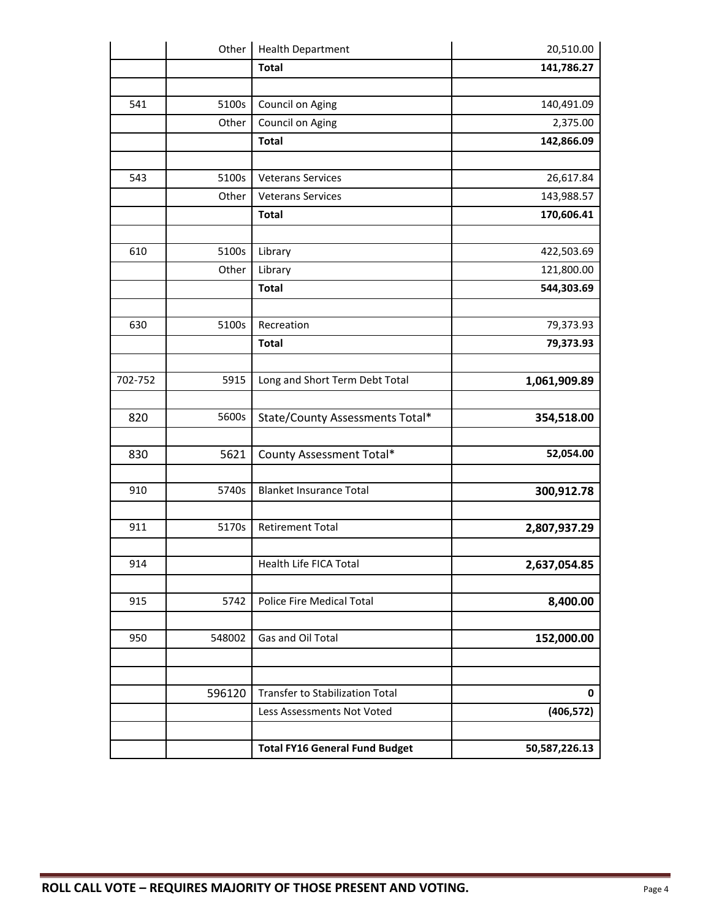| | | | |
|---|---|---|---|
| | Other | Health Department | 20,510.00 |
| | | **Total** | **141,786.27** |
| | | | |
| 541 | 5100s | Council on Aging | 140,491.09 |
| | Other | Council on Aging | 2,375.00 |
| | | **Total** | **142,866.09** |
| | | | |
| 543 | 5100s | Veterans Services | 26,617.84 |
| | Other | Veterans Services | 143,988.57 |
| | | **Total** | **170,606.41** |
| | | | |
| 610 | 5100s | Library | 422,503.69 |
| | Other | Library | 121,800.00 |
| | | **Total** | **544,303.69** |
| | | | |
| 630 | 5100s | Recreation | 79,373.93 |
| | | **Total** | **79,373.93** |
| | | | |
| 702-752 | 5915 | Long and Short Term Debt Total | **1,061,909.89** |
| | | | |
| 820 | 5600s | State/County Assessments Total* | **354,518.00** |
| | | | |
| 830 | 5621 | County Assessment Total* | **52,054.00** |
| | | | |
| 910 | 5740s | Blanket Insurance Total | **300,912.78** |
| | | | |
| 911 | 5170s | Retirement Total | **2,807,937.29** |
| | | | |
| 914 | | Health Life FICA Total | **2,637,054.85** |
| | | | |
| 915 | 5742 | Police Fire Medical Total | **8,400.00** |
| | | | |
| 950 | 548002 | Gas and Oil Total | **152,000.00** |
| | | | |
| | | | |
| | 596120 | Transfer to Stabilization Total | **0** |
| | | Less Assessments Not Voted | **(406,572)** |
| | | | |
| | | **Total FY16 General Fund Budget** | **50,587,226.13** |

**ROLL CALL VOTE – REQUIRES MAJORITY OF THOSE PRESENT AND VOTING.**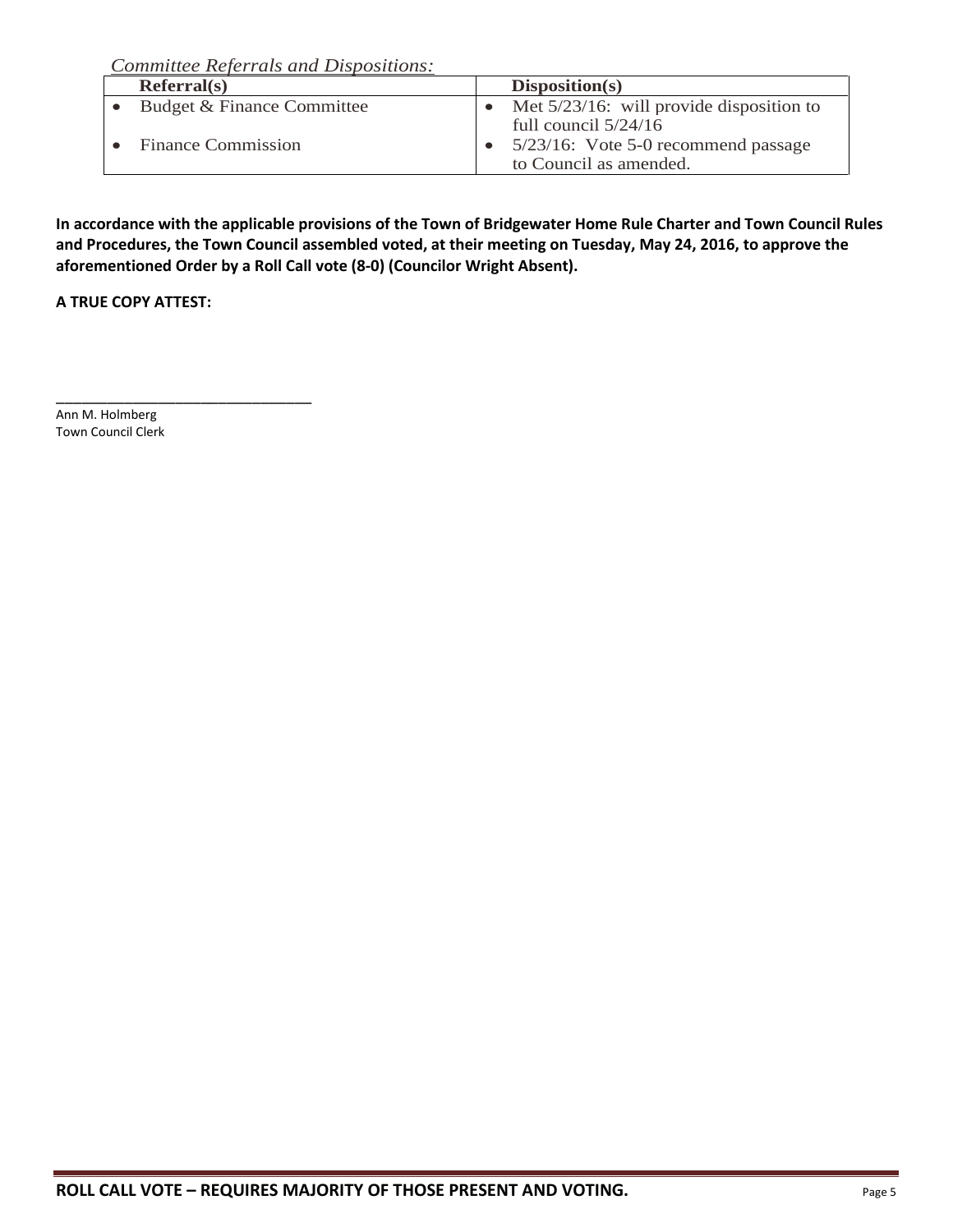*Committee Referrals and Dispositions:*

| Referral(s) | Disposition(s) |
|---|---|
| • Budget & Finance Committee | • Met 5/23/16: will provide disposition to full council 5/24/16 |
| • Finance Commission | • 5/23/16: Vote 5-0 recommend passage to Council as amended. |

**In accordance with the applicable provisions of the Town of Bridgewater Home Rule Charter and Town Council Rules and Procedures, the Town Council assembled voted, at their meeting on Tuesday, May 24, 2016, to approve the aforementioned Order by a Roll Call vote (8-0) (Councilor Wright Absent).**

**A TRUE COPY ATTEST:**

_______________________________

Ann M. Holmberg
Town Council Clerk

**ROLL CALL VOTE – REQUIRES MAJORITY OF THOSE PRESENT AND VOTING.**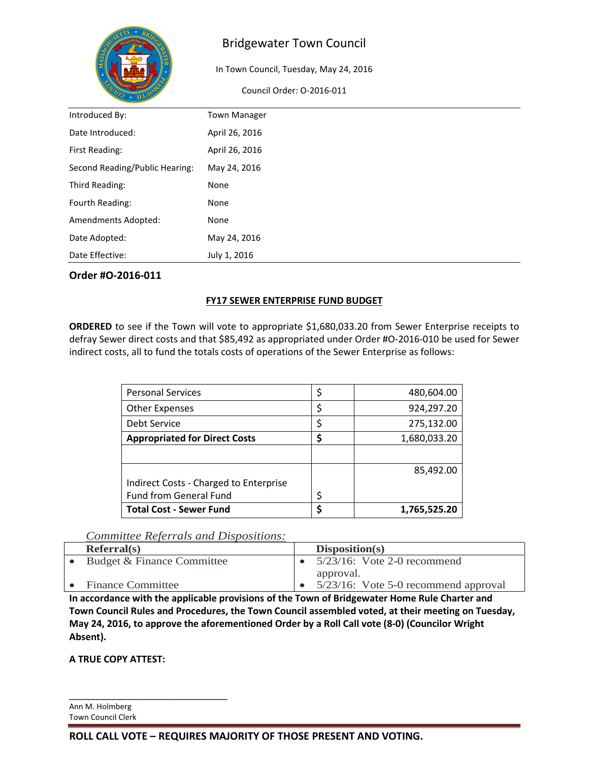# Bridgewater Town Council

In Town Council, Tuesday, May 24, 2016

Council Order: O-2016-011

| | |
|---|---|
| Introduced By: | Town Manager |
| Date Introduced: | April 26, 2016 |
| First Reading: | April 26, 2016 |
| Second Reading/Public Hearing: | May 24, 2016 |
| Third Reading: | None |
| Fourth Reading: | None |
| Amendments Adopted: | None |
| Date Adopted: | May 24, 2016 |
| Date Effective: | July 1, 2016 |

## Order #O-2016-011

**FY17 SEWER ENTERPRISE FUND BUDGET**

**ORDERED** to see if the Town will vote to appropriate $1,680,033.20 from Sewer Enterprise receipts to defray Sewer direct costs and that $85,492 as appropriated under Order #O-2016-010 be used for Sewer indirect costs, all to fund the totals costs of operations of the Sewer Enterprise as follows:

| | | |
|---|---|---|
| Personal Services | $ | 480,604.00 |
| Other Expenses | $ | 924,297.20 |
| Debt Service | $ | 275,132.00 |
| **Appropriated for Direct Costs** | **$** | 1,680,033.20 |
| | | |
| Indirect Costs - Charged to Enterprise Fund from General Fund | $ | 85,492.00 |
| **Total Cost - Sewer Fund** | **$** | **1,765,525.20** |

*Committee Referrals and Dispositions:*

| Referral(s) | Disposition(s) |
|---|---|
| • Budget & Finance Committee | • 5/23/16: Vote 2-0 recommend approval. |
| • Finance Committee | • 5/23/16: Vote 5-0 recommend approval |

**In accordance with the applicable provisions of the Town of Bridgewater Home Rule Charter and Town Council Rules and Procedures, the Town Council assembled voted, at their meeting on Tuesday, May 24, 2016, to approve the aforementioned Order by a Roll Call vote (8-0) (Councilor Wright Absent).**

**A TRUE COPY ATTEST:**

\_\_\_\_\_\_\_\_\_\_\_\_\_\_\_\_\_\_\_\_\_\_\_\_\_\_\_\_\_\_\_\_

Ann M. Holmberg
Town Council Clerk

**ROLL CALL VOTE – REQUIRES MAJORITY OF THOSE PRESENT AND VOTING.**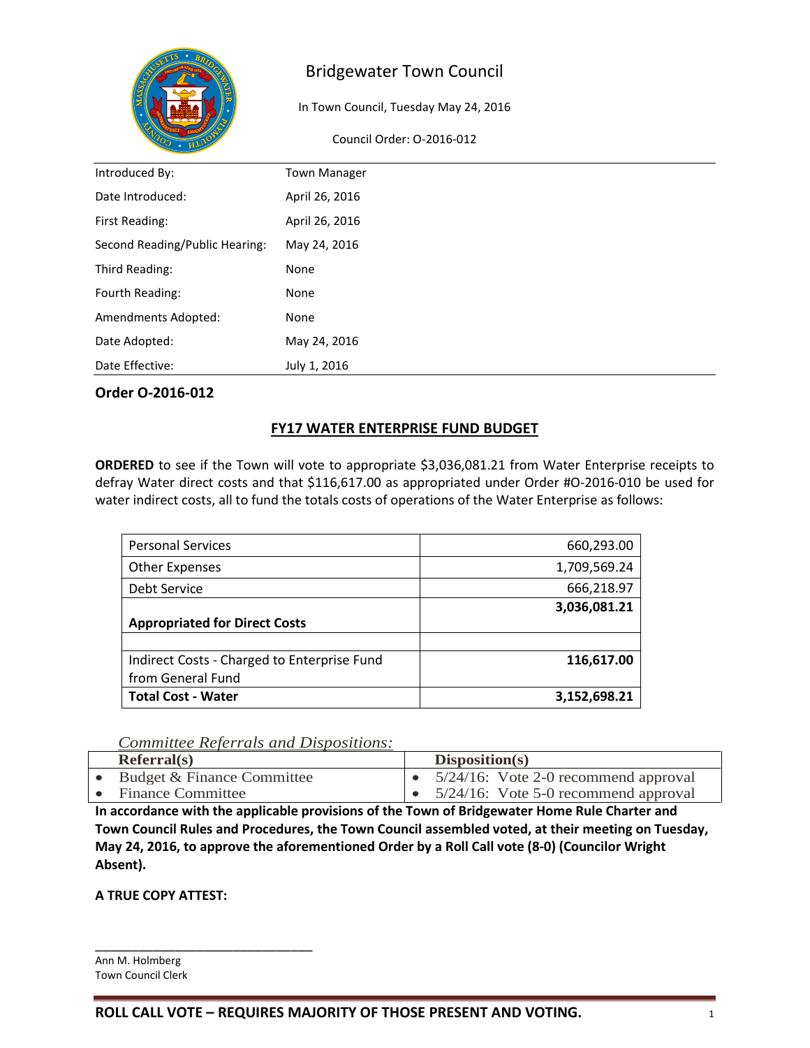# Bridgewater Town Council

In Town Council, Tuesday May 24, 2016

Council Order: O-2016-012

| | |
|---|---|
| Introduced By: | Town Manager |
| Date Introduced: | April 26, 2016 |
| First Reading: | April 26, 2016 |
| Second Reading/Public Hearing: | May 24, 2016 |
| Third Reading: | None |
| Fourth Reading: | None |
| Amendments Adopted: | None |
| Date Adopted: | May 24, 2016 |
| Date Effective: | July 1, 2016 |

## Order O-2016-012

### FY17 WATER ENTERPRISE FUND BUDGET

**ORDERED** to see if the Town will vote to appropriate $3,036,081.21 from Water Enterprise receipts to defray Water direct costs and that $116,617.00 as appropriated under Order #O-2016-010 be used for water indirect costs, all to fund the totals costs of operations of the Water Enterprise as follows:

| | |
|---|---:|
| Personal Services | 660,293.00 |
| Other Expenses | 1,709,569.24 |
| Debt Service | 666,218.97 |
| **Appropriated for Direct Costs** | **3,036,081.21** |
| | |
| Indirect Costs - Charged to Enterprise Fund from General Fund | **116,617.00** |
| **Total Cost - Water** | **3,152,698.21** |

*Committee Referrals and Dispositions:*

| Referral(s) | Disposition(s) |
|---|---|
| • Budget & Finance Committee | • 5/24/16: Vote 2-0 recommend approval |
| • Finance Committee | • 5/24/16: Vote 5-0 recommend approval |

**In accordance with the applicable provisions of the Town of Bridgewater Home Rule Charter and Town Council Rules and Procedures, the Town Council assembled voted, at their meeting on Tuesday, May 24, 2016, to approve the aforementioned Order by a Roll Call vote (8-0) (Councilor Wright Absent).**

**A TRUE COPY ATTEST:**

_______________________________

Ann M. Holmberg
Town Council Clerk

**ROLL CALL VOTE – REQUIRES MAJORITY OF THOSE PRESENT AND VOTING.**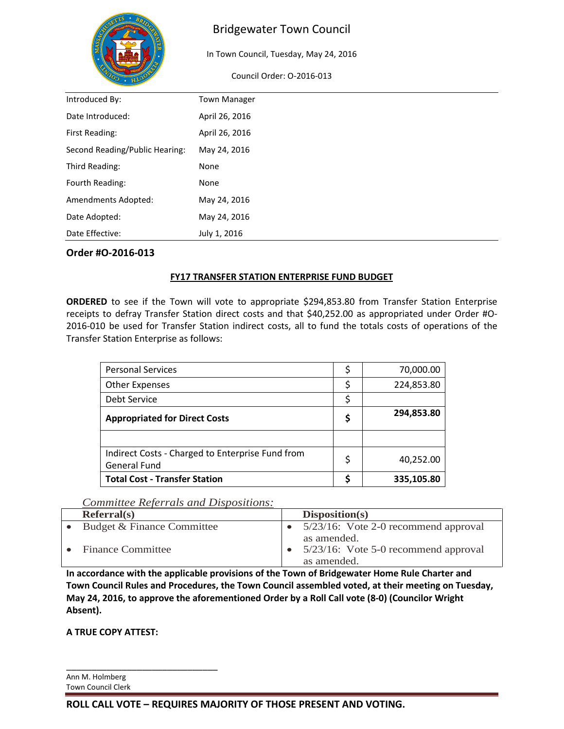# Bridgewater Town Council

In Town Council, Tuesday, May 24, 2016

Council Order: O-2016-013

| | |
|---|---|
| Introduced By: | Town Manager |
| Date Introduced: | April 26, 2016 |
| First Reading: | April 26, 2016 |
| Second Reading/Public Hearing: | May 24, 2016 |
| Third Reading: | None |
| Fourth Reading: | None |
| Amendments Adopted: | May 24, 2016 |
| Date Adopted: | May 24, 2016 |
| Date Effective: | July 1, 2016 |

## Order #O-2016-013

### FY17 TRANSFER STATION ENTERPRISE FUND BUDGET

**ORDERED** to see if the Town will vote to appropriate $294,853.80 from Transfer Station Enterprise receipts to defray Transfer Station direct costs and that $40,252.00 as appropriated under Order #O-2016-010 be used for Transfer Station indirect costs, all to fund the totals costs of operations of the Transfer Station Enterprise as follows:

| | | |
|---|---|---|
| Personal Services | $ | 70,000.00 |
| Other Expenses | $ | 224,853.80 |
| Debt Service | $ | |
| **Appropriated for Direct Costs** | **$** | **294,853.80** |
| | | |
| Indirect Costs - Charged to Enterprise Fund from General Fund | $ | 40,252.00 |
| **Total Cost - Transfer Station** | **$** | **335,105.80** |

*Committee Referrals and Dispositions:*

| Referral(s) | Disposition(s) |
|---|---|
| • Budget & Finance Committee | • 5/23/16: Vote 2-0 recommend approval as amended. |
| • Finance Committee | • 5/23/16: Vote 5-0 recommend approval as amended. |

**In accordance with the applicable provisions of the Town of Bridgewater Home Rule Charter and Town Council Rules and Procedures, the Town Council assembled voted, at their meeting on Tuesday, May 24, 2016, to approve the aforementioned Order by a Roll Call vote (8-0) (Councilor Wright Absent).**

**A TRUE COPY ATTEST:**

\_\_\_\_\_\_\_\_\_\_\_\_\_\_\_\_\_\_\_\_\_\_\_\_\_\_\_\_\_\_\_\_

Ann M. Holmberg
Town Council Clerk

**ROLL CALL VOTE – REQUIRES MAJORITY OF THOSE PRESENT AND VOTING.**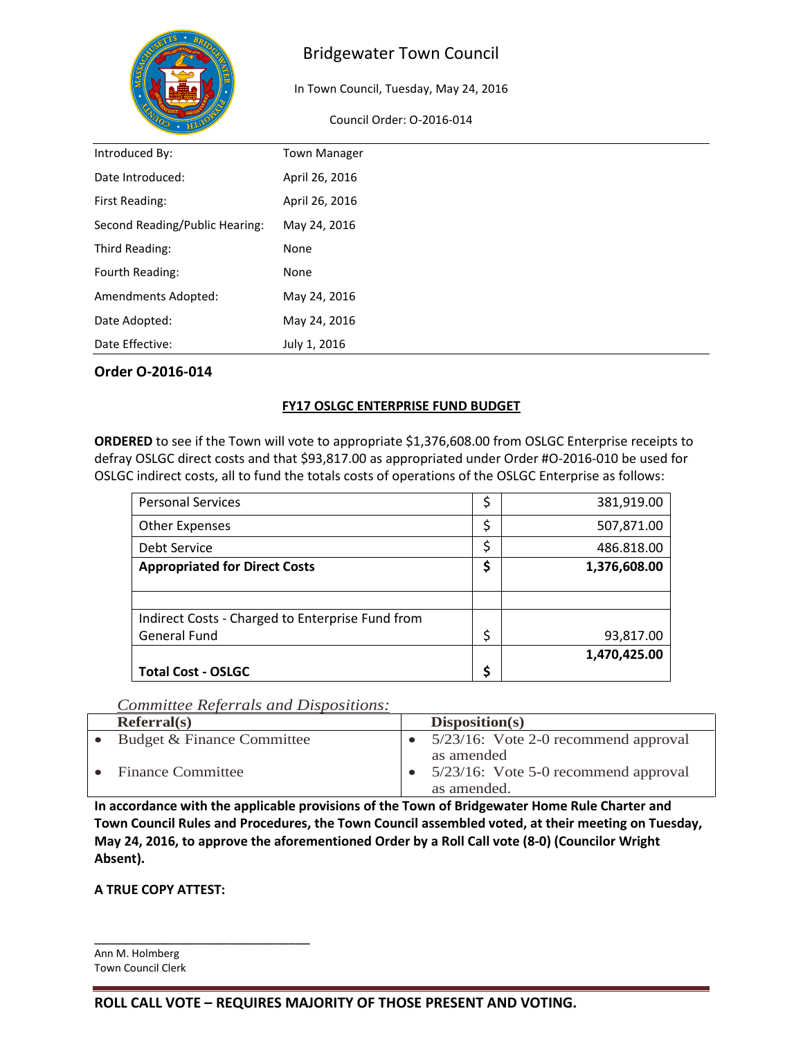# Bridgewater Town Council

In Town Council, Tuesday, May 24, 2016

Council Order: O-2016-014

| | |
|---|---|
| Introduced By: | Town Manager |
| Date Introduced: | April 26, 2016 |
| First Reading: | April 26, 2016 |
| Second Reading/Public Hearing: | May 24, 2016 |
| Third Reading: | None |
| Fourth Reading: | None |
| Amendments Adopted: | May 24, 2016 |
| Date Adopted: | May 24, 2016 |
| Date Effective: | July 1, 2016 |

**Order O-2016-014**

**FY17 OSLGC ENTERPRISE FUND BUDGET**

**ORDERED** to see if the Town will vote to appropriate $1,376,608.00 from OSLGC Enterprise receipts to defray OSLGC direct costs and that $93,817.00 as appropriated under Order #O-2016-010 be used for OSLGC indirect costs, all to fund the totals costs of operations of the OSLGC Enterprise as follows:

| | | |
|---|---|---|
| Personal Services | $ | 381,919.00 |
| Other Expenses | $ | 507,871.00 |
| Debt Service | $ | 486.818.00 |
| **Appropriated for Direct Costs** | **$** | **1,376,608.00** |
| | | |
| Indirect Costs - Charged to Enterprise Fund from General Fund | $ | 93,817.00 |
| **Total Cost - OSLGC** | **$** | **1,470,425.00** |

*Committee Referrals and Dispositions:*

| Referral(s) | Disposition(s) |
|---|---|
| • Budget & Finance Committee | • 5/23/16: Vote 2-0 recommend approval as amended |
| • Finance Committee | • 5/23/16: Vote 5-0 recommend approval as amended. |

**In accordance with the applicable provisions of the Town of Bridgewater Home Rule Charter and Town Council Rules and Procedures, the Town Council assembled voted, at their meeting on Tuesday, May 24, 2016, to approve the aforementioned Order by a Roll Call vote (8-0) (Councilor Wright Absent).**

**A TRUE COPY ATTEST:**

\_\_\_\_\_\_\_\_\_\_\_\_\_\_\_\_\_\_\_\_\_\_\_\_\_\_\_\_\_\_

Ann M. Holmberg
Town Council Clerk

**ROLL CALL VOTE – REQUIRES MAJORITY OF THOSE PRESENT AND VOTING.**